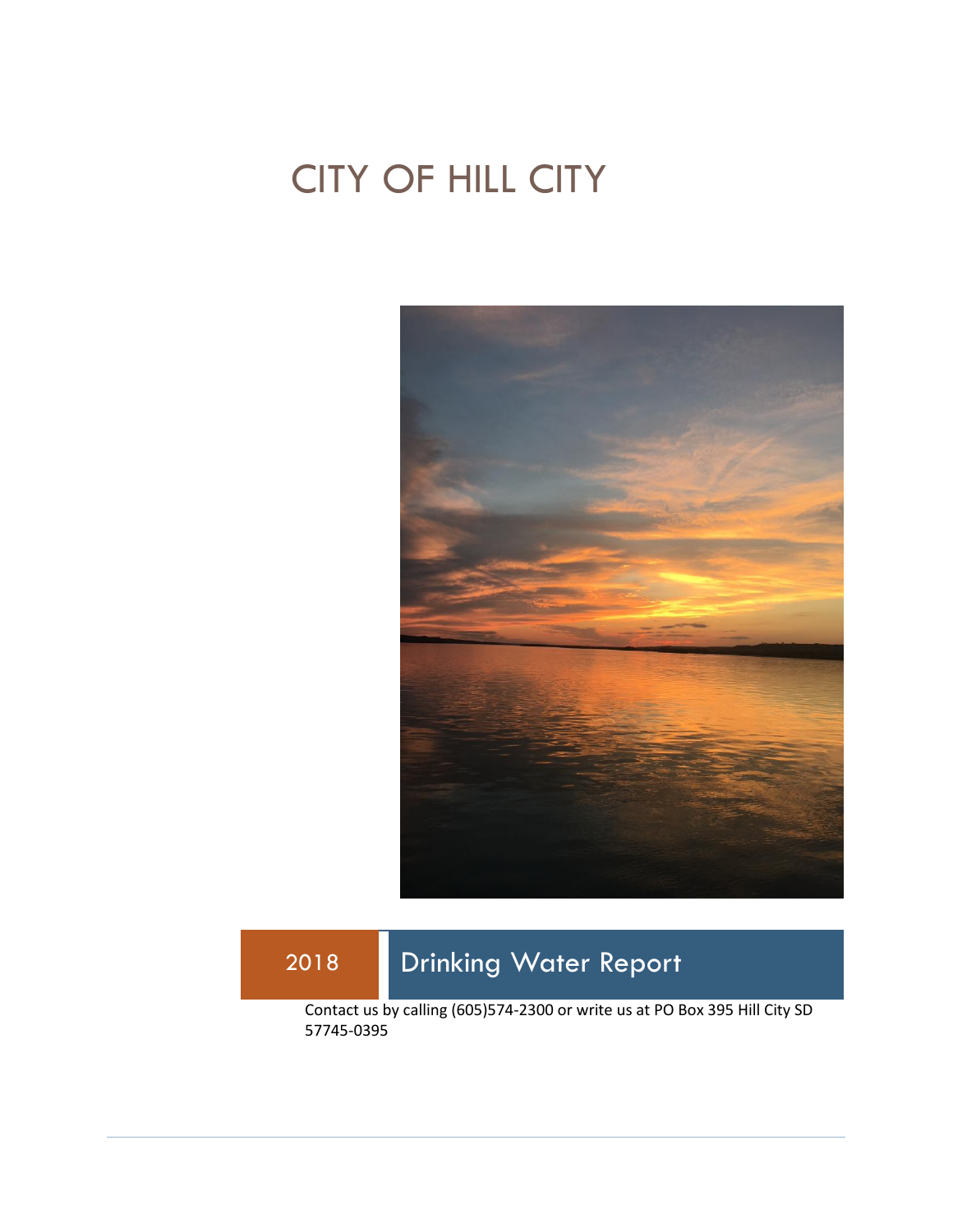# CITY OF HILL CITY

2018 Drinking Water Report

Contact us by calling (605)574-2300 or write us at PO Box 395 Hill City SD 57745-0395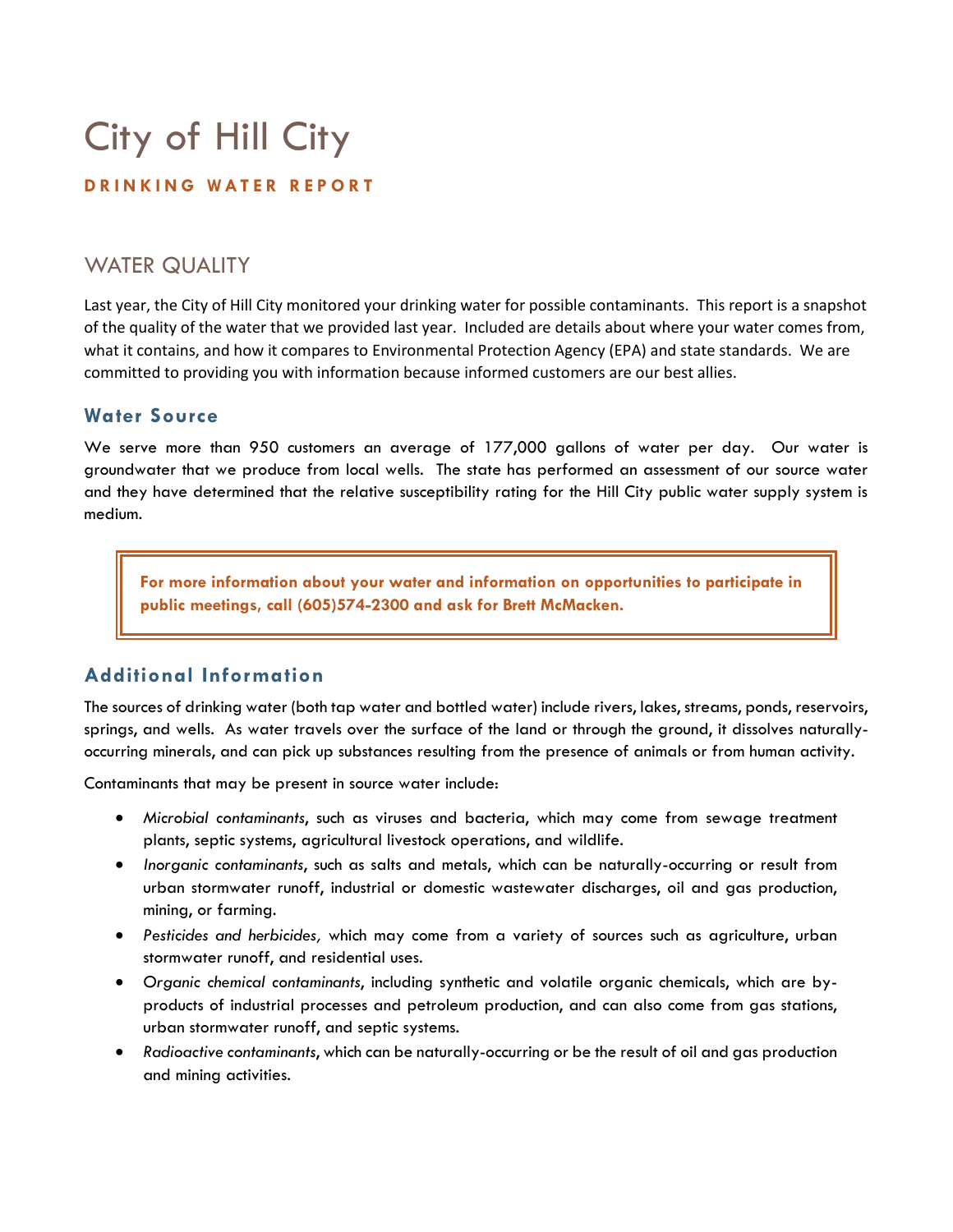# City of Hill City

**DRINKING WATER REPORT**

## WATER QUALITY

Last year, the City of Hill City monitored your drinking water for possible contaminants. This report is a snapshot of the quality of the water that we provided last year. Included are details about where your water comes from, what it contains, and how it compares to Environmental Protection Agency (EPA) and state standards. We are committed to providing you with information because informed customers are our best allies.

### Water Source

We serve more than 950 customers an average of 177,000 gallons of water per day. Our water is groundwater that we produce from local wells. The state has performed an assessment of our source water and they have determined that the relative susceptibility rating for the Hill City public water supply system is medium.

**For more information about your water and information on opportunities to participate in public meetings, call (605)574-2300 and ask for Brett McMacken.**

### Additional Information

The sources of drinking water (both tap water and bottled water) include rivers, lakes, streams, ponds, reservoirs, springs, and wells. As water travels over the surface of the land or through the ground, it dissolves naturally-occurring minerals, and can pick up substances resulting from the presence of animals or from human activity.

Contaminants that may be present in source water include:

- *Microbial contaminants*, such as viruses and bacteria, which may come from sewage treatment plants, septic systems, agricultural livestock operations, and wildlife.
- *Inorganic contaminants*, such as salts and metals, which can be naturally-occurring or result from urban stormwater runoff, industrial or domestic wastewater discharges, oil and gas production, mining, or farming.
- *Pesticides and herbicides,* which may come from a variety of sources such as agriculture, urban stormwater runoff, and residential uses.
- *Organic chemical contaminants*, including synthetic and volatile organic chemicals, which are by-products of industrial processes and petroleum production, and can also come from gas stations, urban stormwater runoff, and septic systems.
- *Radioactive contaminants*, which can be naturally-occurring or be the result of oil and gas production and mining activities.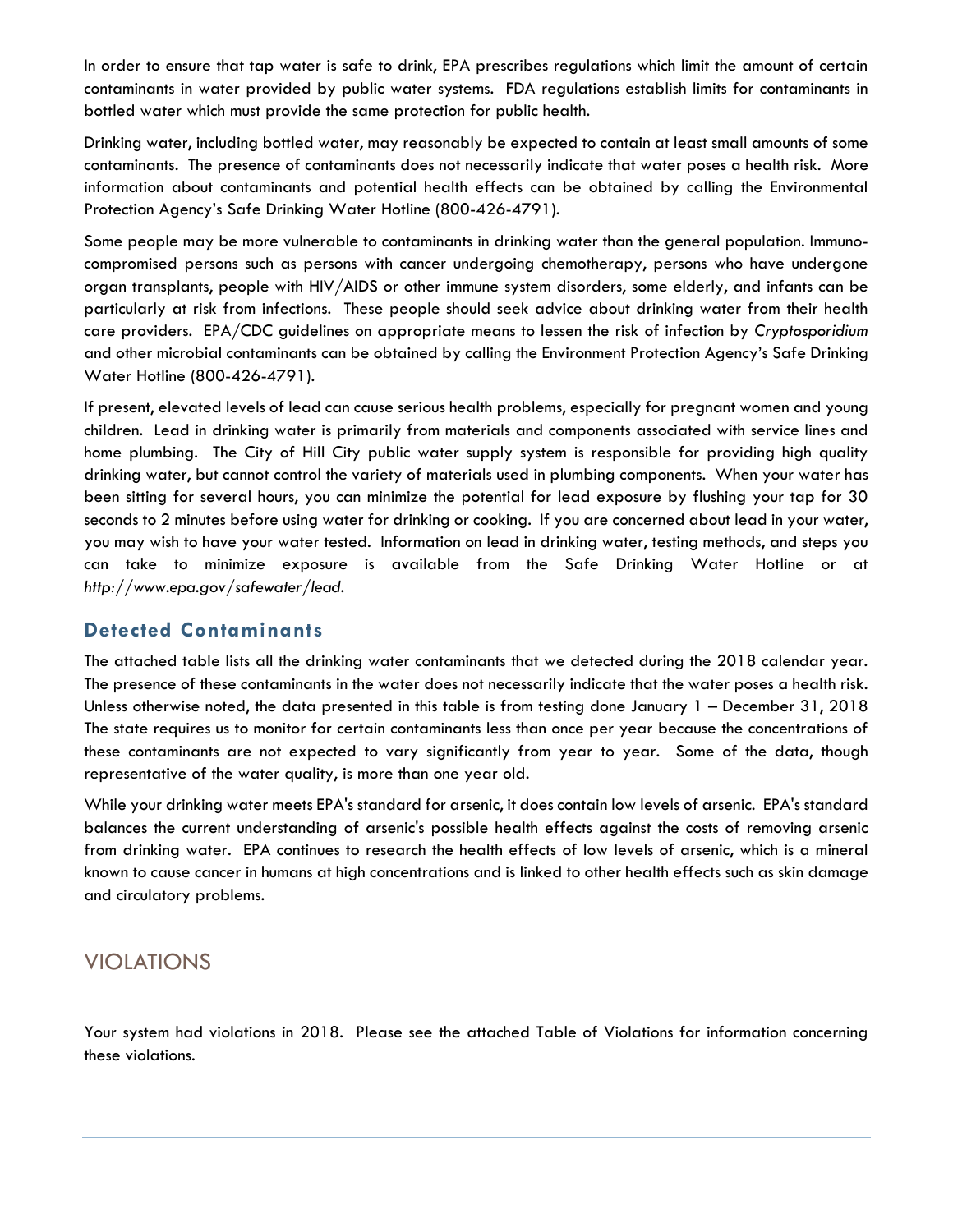In order to ensure that tap water is safe to drink, EPA prescribes regulations which limit the amount of certain contaminants in water provided by public water systems. FDA regulations establish limits for contaminants in bottled water which must provide the same protection for public health.

Drinking water, including bottled water, may reasonably be expected to contain at least small amounts of some contaminants. The presence of contaminants does not necessarily indicate that water poses a health risk. More information about contaminants and potential health effects can be obtained by calling the Environmental Protection Agency's Safe Drinking Water Hotline (800-426-4791).

Some people may be more vulnerable to contaminants in drinking water than the general population. Immuno-compromised persons such as persons with cancer undergoing chemotherapy, persons who have undergone organ transplants, people with HIV/AIDS or other immune system disorders, some elderly, and infants can be particularly at risk from infections. These people should seek advice about drinking water from their health care providers. EPA/CDC guidelines on appropriate means to lessen the risk of infection by *Cryptosporidium* and other microbial contaminants can be obtained by calling the Environment Protection Agency's Safe Drinking Water Hotline (800-426-4791).

If present, elevated levels of lead can cause serious health problems, especially for pregnant women and young children. Lead in drinking water is primarily from materials and components associated with service lines and home plumbing. The City of Hill City public water supply system is responsible for providing high quality drinking water, but cannot control the variety of materials used in plumbing components. When your water has been sitting for several hours, you can minimize the potential for lead exposure by flushing your tap for 30 seconds to 2 minutes before using water for drinking or cooking. If you are concerned about lead in your water, you may wish to have your water tested. Information on lead in drinking water, testing methods, and steps you can take to minimize exposure is available from the Safe Drinking Water Hotline or at *http://www.epa.gov/safewater/lead*.

## Detected Contaminants

The attached table lists all the drinking water contaminants that we detected during the 2018 calendar year. The presence of these contaminants in the water does not necessarily indicate that the water poses a health risk. Unless otherwise noted, the data presented in this table is from testing done January 1 – December 31, 2018 The state requires us to monitor for certain contaminants less than once per year because the concentrations of these contaminants are not expected to vary significantly from year to year. Some of the data, though representative of the water quality, is more than one year old.

While your drinking water meets EPA's standard for arsenic, it does contain low levels of arsenic. EPA's standard balances the current understanding of arsenic's possible health effects against the costs of removing arsenic from drinking water. EPA continues to research the health effects of low levels of arsenic, which is a mineral known to cause cancer in humans at high concentrations and is linked to other health effects such as skin damage and circulatory problems.

# VIOLATIONS

Your system had violations in 2018. Please see the attached Table of Violations for information concerning these violations.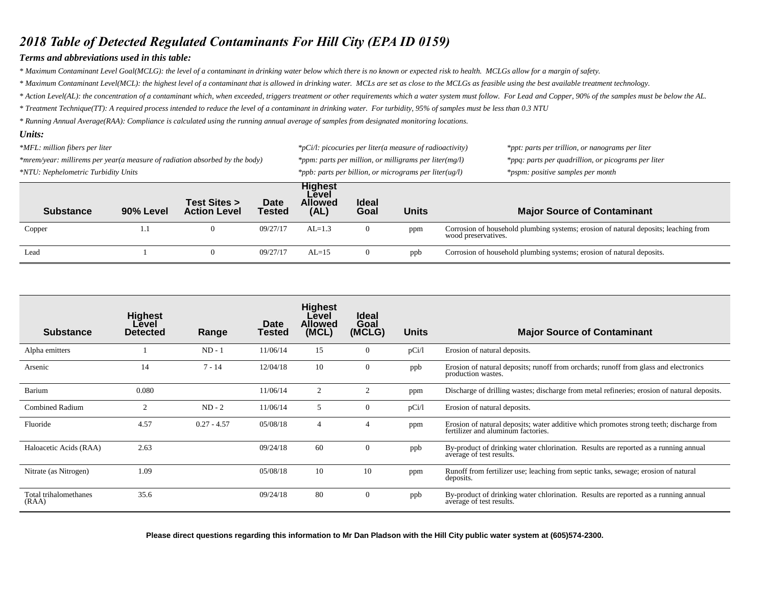# *2018 Table of Detected Regulated Contaminants For Hill City (EPA ID 0159)*

### *Terms and abbreviations used in this table:*

* *Maximum Contaminant Level Goal(MCLG): the level of a contaminant in drinking water below which there is no known or expected risk to health. MCLGs allow for a margin of safety.*
* *Maximum Contaminant Level(MCL): the highest level of a contaminant that is allowed in drinking water. MCLs are set as close to the MCLGs as feasible using the best available treatment technology.*
* *Action Level(AL): the concentration of a contaminant which, when exceeded, triggers treatment or other requirements which a water system must follow. For Lead and Copper, 90% of the samples must be below the AL.*
* *Treatment Technique(TT): A required process intended to reduce the level of a contaminant in drinking water. For turbidity, 95% of samples must be less than 0.3 NTU*
* *Running Annual Average(RAA): Compliance is calculated using the running annual average of samples from designated monitoring locations.*

### *Units:*

*MFL: million fibers per liter*

*mrem/year: millirems per year(a measure of radiation absorbed by the body)*

*NTU: Nephelometric Turbidity Units*

*pCi/l: picocuries per liter(a measure of radioactivity)*

*ppm: parts per million, or milligrams per liter(mg/l)*

*ppb: parts per billion, or micrograms per liter(ug/l)*

*ppt: parts per trillion, or nanograms per liter*

*ppq: parts per quadrillion, or picograms per liter*

*pspm: positive samples per month*

| Substance | 90% Level | Test Sites > Action Level | Date Tested | Highest Level Allowed (AL) | Ideal Goal | Units | Major Source of Contaminant |
|---|---|---|---|---|---|---|---|
| Copper | 1.1 | 0 | 09/27/17 | AL=1.3 | 0 | ppm | Corrosion of household plumbing systems; erosion of natural deposits; leaching from wood preservatives. |
| Lead | 1 | 0 | 09/27/17 | AL=15 | 0 | ppb | Corrosion of household plumbing systems; erosion of natural deposits. |

| Substance | Highest Level Detected | Range | Date Tested | Highest Level Allowed (MCL) | Ideal Goal (MCLG) | Units | Major Source of Contaminant |
|---|---|---|---|---|---|---|---|
| Alpha emitters | 1 | ND - 1 | 11/06/14 | 15 | 0 | pCi/l | Erosion of natural deposits. |
| Arsenic | 14 | 7 - 14 | 12/04/18 | 10 | 0 | ppb | Erosion of natural deposits; runoff from orchards; runoff from glass and electronics production wastes. |
| Barium | 0.080 | | 11/06/14 | 2 | 2 | ppm | Discharge of drilling wastes; discharge from metal refineries; erosion of natural deposits. |
| Combined Radium | 2 | ND - 2 | 11/06/14 | 5 | 0 | pCi/l | Erosion of natural deposits. |
| Fluoride | 4.57 | 0.27 - 4.57 | 05/08/18 | 4 | 4 | ppm | Erosion of natural deposits; water additive which promotes strong teeth; discharge from fertilizer and aluminum factories. |
| Haloacetic Acids (RAA) | 2.63 | | 09/24/18 | 60 | 0 | ppb | By-product of drinking water chlorination. Results are reported as a running annual average of test results. |
| Nitrate (as Nitrogen) | 1.09 | | 05/08/18 | 10 | 10 | ppm | Runoff from fertilizer use; leaching from septic tanks, sewage; erosion of natural deposits. |
| Total trihalomethanes (RAA) | 35.6 | | 09/24/18 | 80 | 0 | ppb | By-product of drinking water chlorination. Results are reported as a running annual average of test results. |

**Please direct questions regarding this information to Mr Dan Pladson with the Hill City public water system at (605)574-2300.**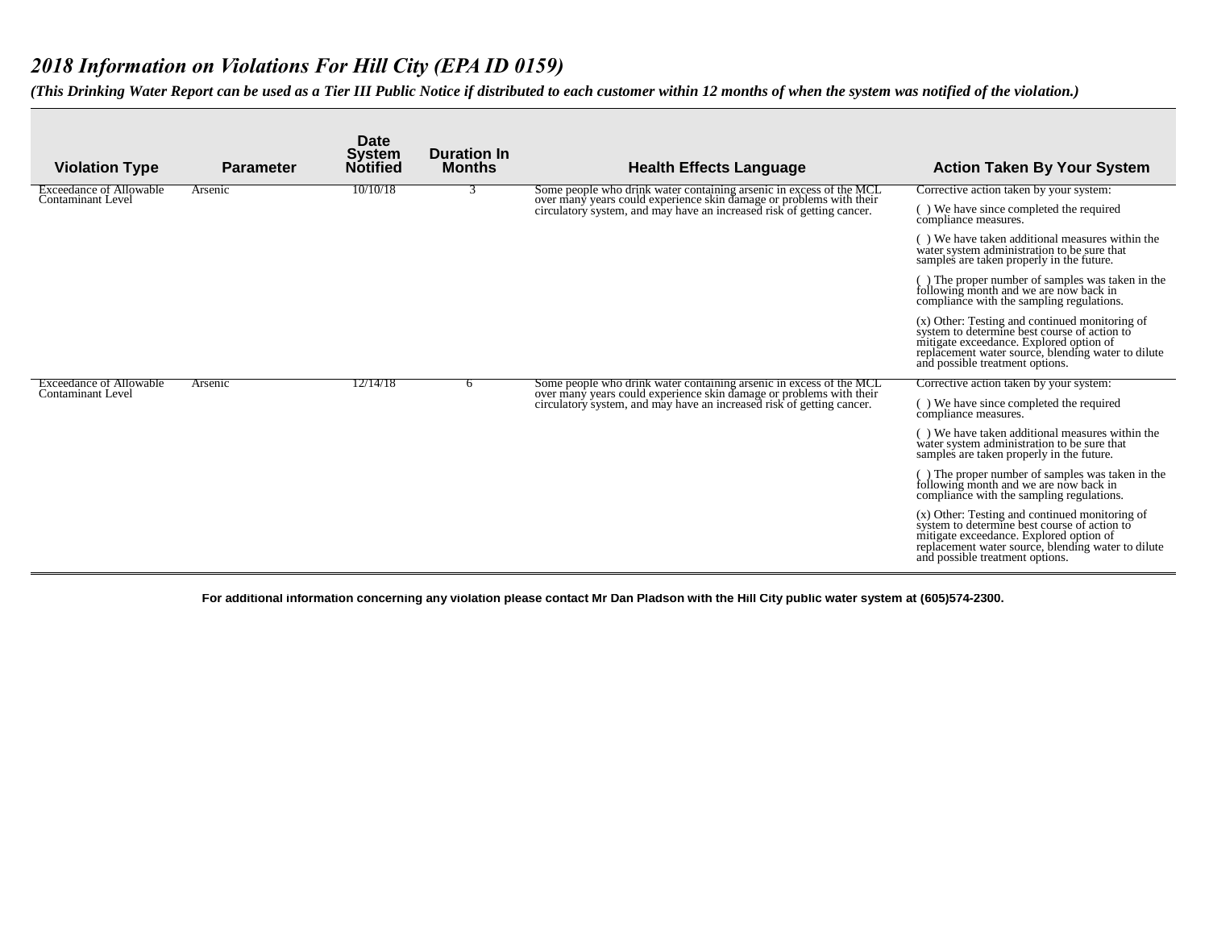## *2018 Information on Violations For Hill City (EPA ID 0159)*

***(This Drinking Water Report can be used as a Tier III Public Notice if distributed to each customer within 12 months of when the system was notified of the violation.)***

| Violation Type | Parameter | Date System Notified | Duration In Months | Health Effects Language | Action Taken By Your System |
|---|---|---|---|---|---|
| Exceedance of Allowable Contaminant Level | Arsenic | 10/10/18 | 3 | Some people who drink water containing arsenic in excess of the MCL over many years could experience skin damage or problems with their circulatory system, and may have an increased risk of getting cancer. | Corrective action taken by your system:<br>( ) We have since completed the required compliance measures.<br>( ) We have taken additional measures within the water system administration to be sure that samples are taken properly in the future.<br>( ) The proper number of samples was taken in the following month and we are now back in compliance with the sampling regulations.<br>(x) Other: Testing and continued monitoring of system to determine best course of action to mitigate exceedance. Explored option of replacement water source, blending water to dilute and possible treatment options. |
| Exceedance of Allowable Contaminant Level | Arsenic | 12/14/18 | 6 | Some people who drink water containing arsenic in excess of the MCL over many years could experience skin damage or problems with their circulatory system, and may have an increased risk of getting cancer. | Corrective action taken by your system:<br>( ) We have since completed the required compliance measures.<br>( ) We have taken additional measures within the water system administration to be sure that samples are taken properly in the future.<br>( ) The proper number of samples was taken in the following month and we are now back in compliance with the sampling regulations.<br>(x) Other: Testing and continued monitoring of system to determine best course of action to mitigate exceedance. Explored option of replacement water source, blending water to dilute and possible treatment options. |

**For additional information concerning any violation please contact Mr Dan Pladson with the Hill City public water system at (605)574-2300.**